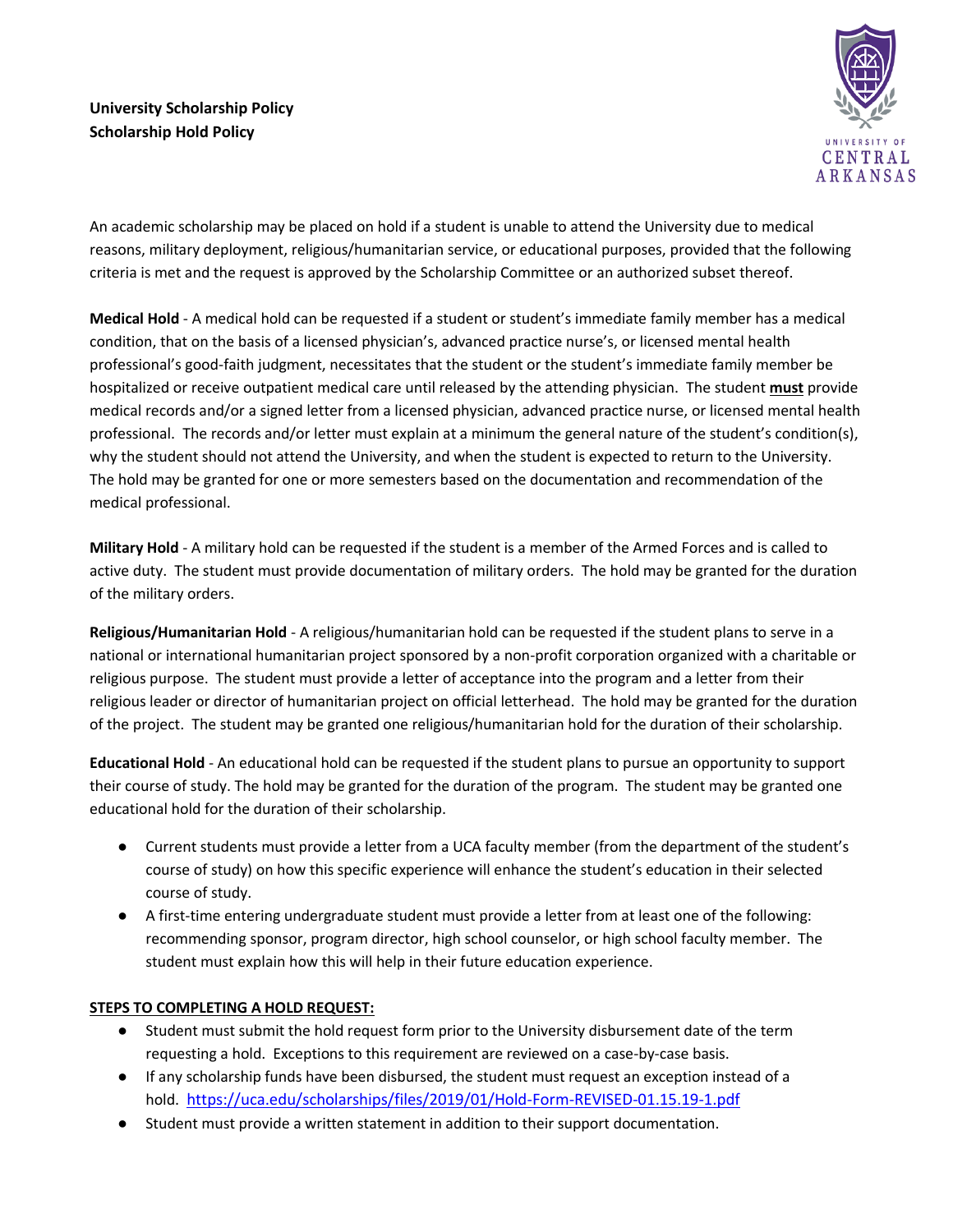**University Scholarship Policy**
**Scholarship Hold Policy**

An academic scholarship may be placed on hold if a student is unable to attend the University due to medical reasons, military deployment, religious/humanitarian service, or educational purposes, provided that the following criteria is met and the request is approved by the Scholarship Committee or an authorized subset thereof.

**Medical Hold** - A medical hold can be requested if a student or student's immediate family member has a medical condition, that on the basis of a licensed physician's, advanced practice nurse's, or licensed mental health professional's good-faith judgment, necessitates that the student or the student's immediate family member be hospitalized or receive outpatient medical care until released by the attending physician. The student <u>**must**</u> provide medical records and/or a signed letter from a licensed physician, advanced practice nurse, or licensed mental health professional. The records and/or letter must explain at a minimum the general nature of the student's condition(s), why the student should not attend the University, and when the student is expected to return to the University. The hold may be granted for one or more semesters based on the documentation and recommendation of the medical professional.

**Military Hold** - A military hold can be requested if the student is a member of the Armed Forces and is called to active duty. The student must provide documentation of military orders. The hold may be granted for the duration of the military orders.

**Religious/Humanitarian Hold** - A religious/humanitarian hold can be requested if the student plans to serve in a national or international humanitarian project sponsored by a non-profit corporation organized with a charitable or religious purpose. The student must provide a letter of acceptance into the program and a letter from their religious leader or director of humanitarian project on official letterhead. The hold may be granted for the duration of the project. The student may be granted one religious/humanitarian hold for the duration of their scholarship.

**Educational Hold** - An educational hold can be requested if the student plans to pursue an opportunity to support their course of study. The hold may be granted for the duration of the program. The student may be granted one educational hold for the duration of their scholarship.

- Current students must provide a letter from a UCA faculty member (from the department of the student's course of study) on how this specific experience will enhance the student's education in their selected course of study.
- A first-time entering undergraduate student must provide a letter from at least one of the following: recommending sponsor, program director, high school counselor, or high school faculty member. The student must explain how this will help in their future education experience.

<u>**STEPS TO COMPLETING A HOLD REQUEST:**</u>

- Student must submit the hold request form prior to the University disbursement date of the term requesting a hold. Exceptions to this requirement are reviewed on a case-by-case basis.
- If any scholarship funds have been disbursed, the student must request an exception instead of a hold. https://uca.edu/scholarships/files/2019/01/Hold-Form-REVISED-01.15.19-1.pdf
- Student must provide a written statement in addition to their support documentation.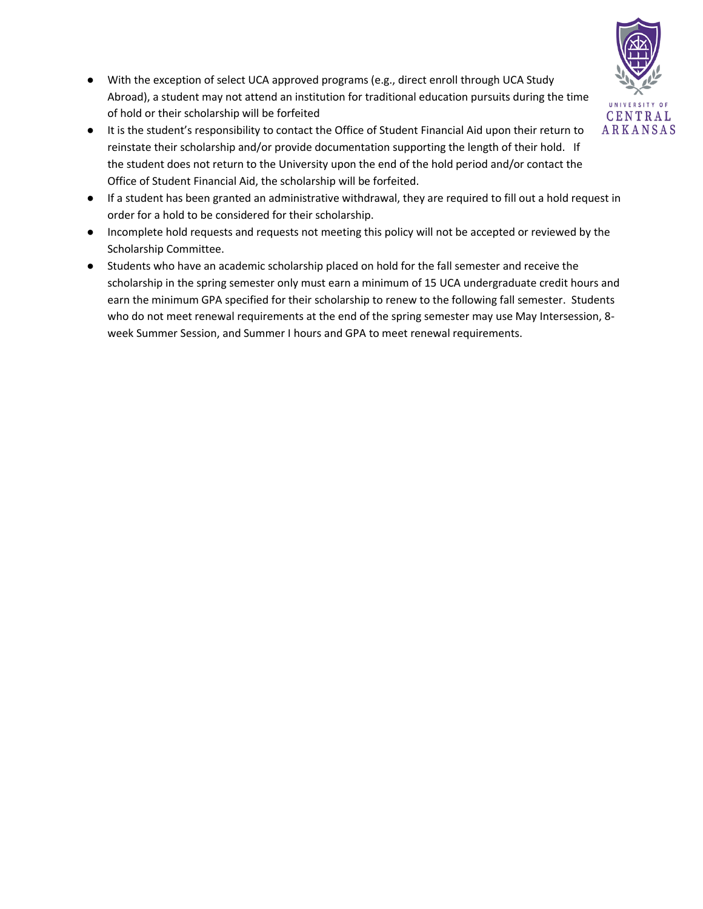- With the exception of select UCA approved programs (e.g., direct enroll through UCA Study Abroad), a student may not attend an institution for traditional education pursuits during the time of hold or their scholarship will be forfeited
- It is the student's responsibility to contact the Office of Student Financial Aid upon their return to reinstate their scholarship and/or provide documentation supporting the length of their hold. If the student does not return to the University upon the end of the hold period and/or contact the Office of Student Financial Aid, the scholarship will be forfeited.
- If a student has been granted an administrative withdrawal, they are required to fill out a hold request in order for a hold to be considered for their scholarship.
- Incomplete hold requests and requests not meeting this policy will not be accepted or reviewed by the Scholarship Committee.
- Students who have an academic scholarship placed on hold for the fall semester and receive the scholarship in the spring semester only must earn a minimum of 15 UCA undergraduate credit hours and earn the minimum GPA specified for their scholarship to renew to the following fall semester. Students who do not meet renewal requirements at the end of the spring semester may use May Intersession, 8-week Summer Session, and Summer I hours and GPA to meet renewal requirements.